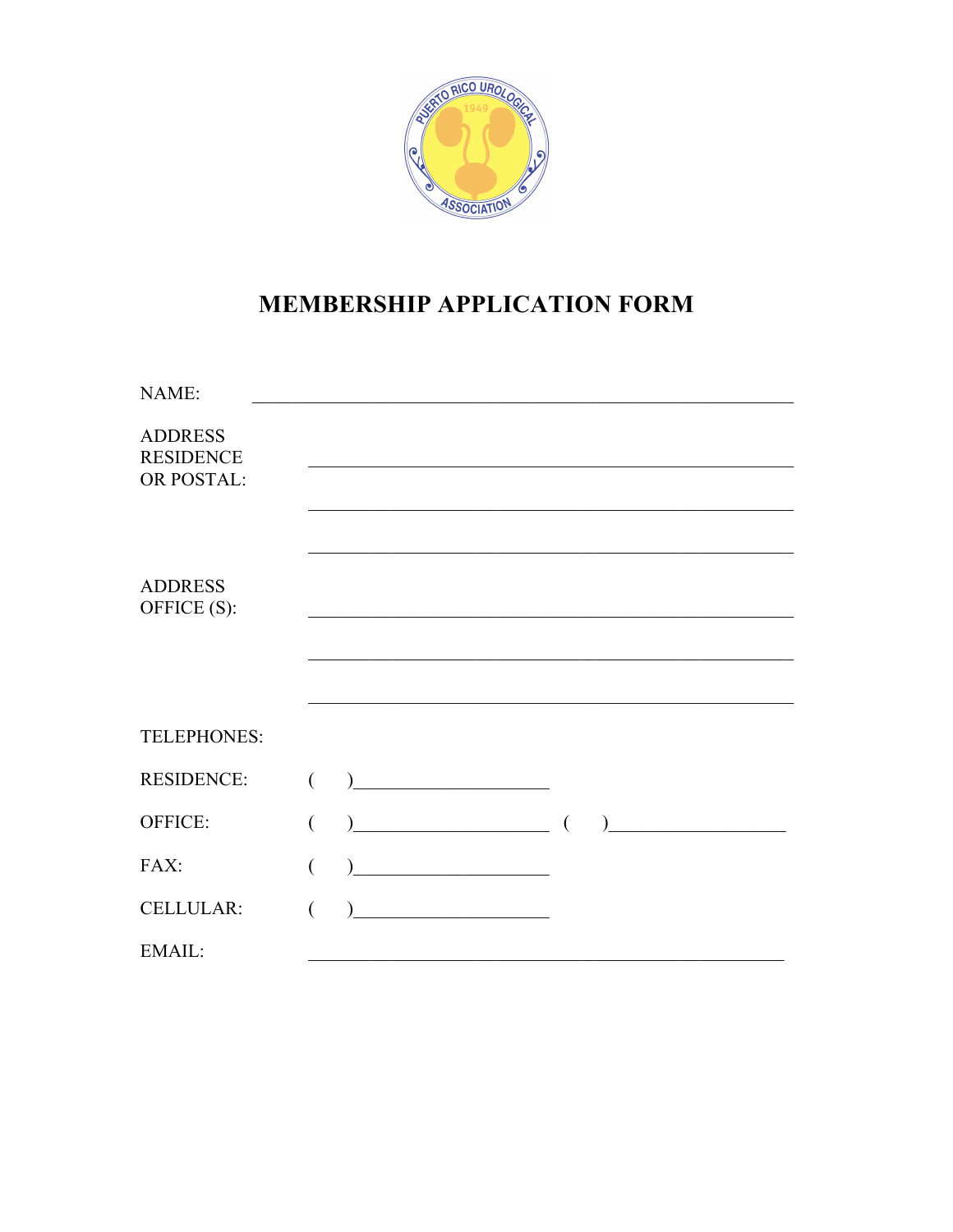# MEMBERSHIP APPLICATION FORM

NAME: ____________________________________________

ADDRESS RESIDENCE OR POSTAL: ____________________________________________

____________________________________________

____________________________________________

ADDRESS OFFICE (S): ____________________________________________

____________________________________________

____________________________________________

TELEPHONES:

RESIDENCE: (    )____________________

OFFICE: (    )____________________ (    )____________________

FAX: (    )____________________

CELLULAR: (    )____________________

EMAIL: ____________________________________________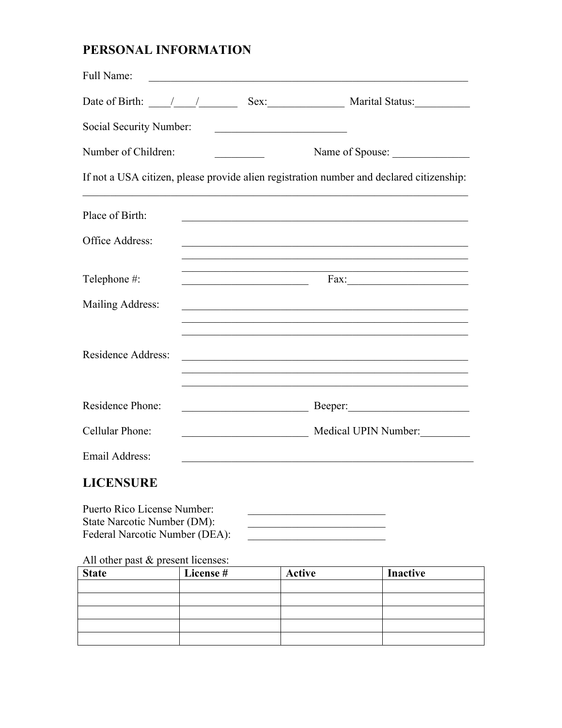## PERSONAL INFORMATION

Full Name: ____________________________________________________________

Date of Birth: ____/____/_______ Sex:______________ Marital Status:__________

Social Security Number: ________________________

Number of Children: _________ Name of Spouse: ______________

If not a USA citizen, please provide alien registration number and declared citizenship:
___________________________________________________________________________

Place of Birth: ______________________________________________________

Office Address: ______________________________________________________
______________________________________________________
______________________________________________________

Telephone #: ________________________ Fax:______________________

Mailing Address: ______________________________________________________
______________________________________________________
______________________________________________________

Residence Address: ______________________________________________________
______________________________________________________
______________________________________________________

Residence Phone: ________________________ Beeper:______________________

Cellular Phone: ________________________ Medical UPIN Number:_________

Email Address: _______________________________________________________

## LICENSURE

Puerto Rico License Number: _________________________
State Narcotic Number (DM): _________________________
Federal Narcotic Number (DEA): _________________________

All other past & present licenses:

| State | License # | Active | Inactive |
|---|---|---|---|
| | | | |
| | | | |
| | | | |
| | | | |
| | | | |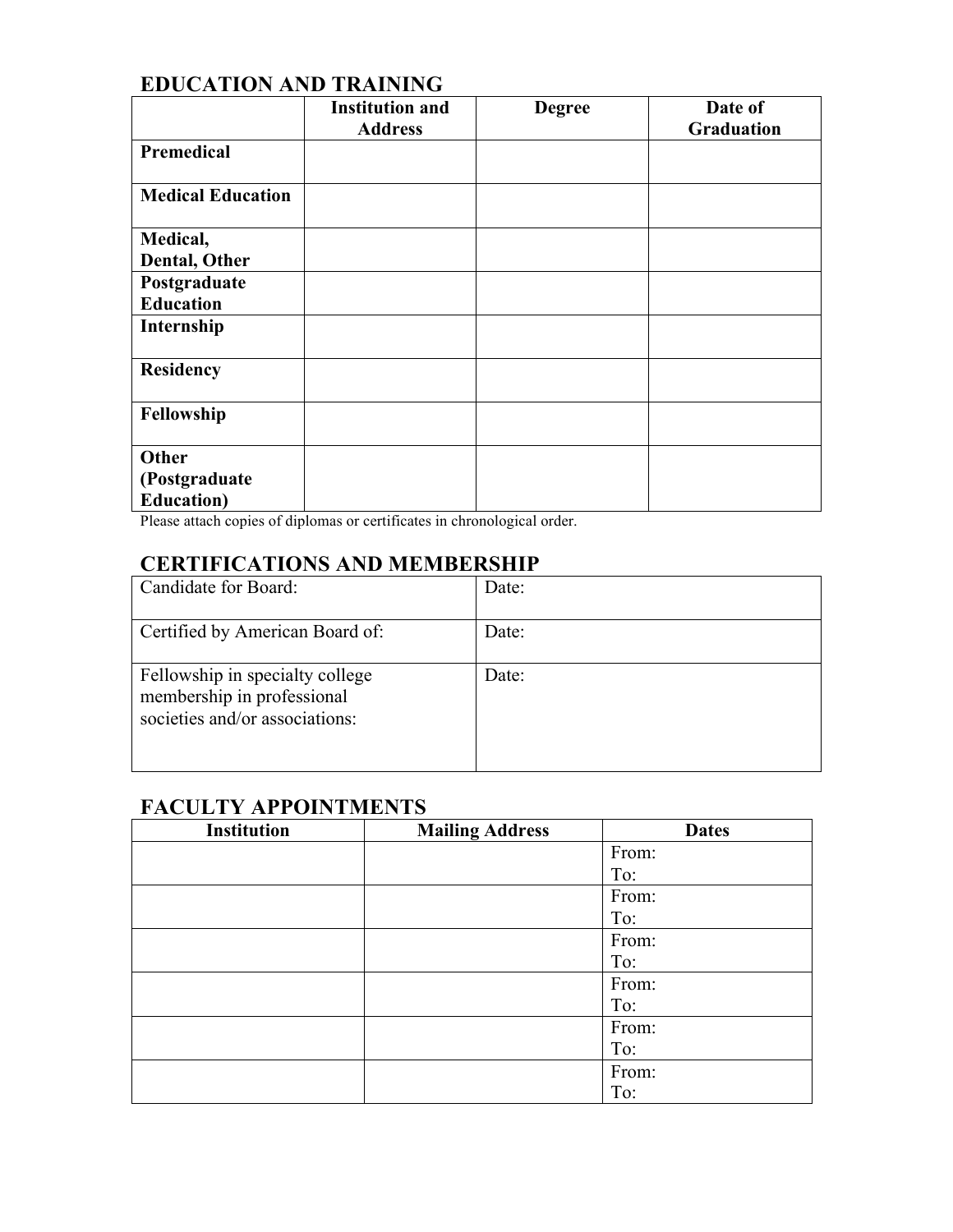## EDUCATION AND TRAINING

| | Institution and Address | Degree | Date of Graduation |
|---|---|---|---|
| **Premedical** | | | |
| **Medical Education** | | | |
| **Medical, Dental, Other** | | | |
| **Postgraduate Education** | | | |
| **Internship** | | | |
| **Residency** | | | |
| **Fellowship** | | | |
| **Other (Postgraduate Education)** | | | |

Please attach copies of diplomas or certificates in chronological order.

## CERTIFICATIONS AND MEMBERSHIP

| | |
|---|---|
| Candidate for Board: | Date: |
| Certified by American Board of: | Date: |
| Fellowship in specialty college membership in professional societies and/or associations: | Date: |

## FACULTY APPOINTMENTS

| Institution | Mailing Address | Dates |
|---|---|---|
| | | From:<br>To: |
| | | From:<br>To: |
| | | From:<br>To: |
| | | From:<br>To: |
| | | From:<br>To: |
| | | From:<br>To: |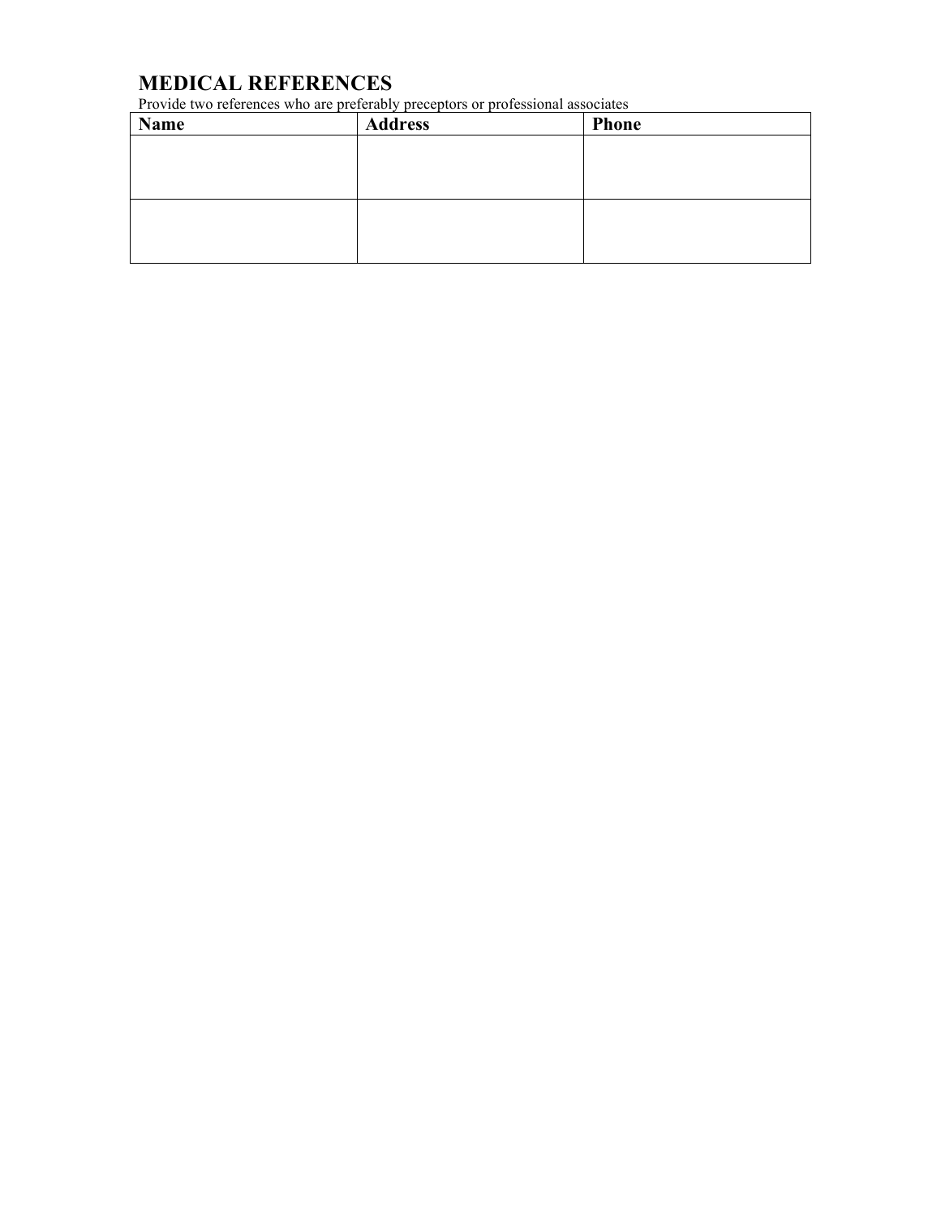## MEDICAL REFERENCES

Provide two references who are preferably preceptors or professional associates

| Name | Address | Phone |
|---|---|---|
| | | |
| | | |